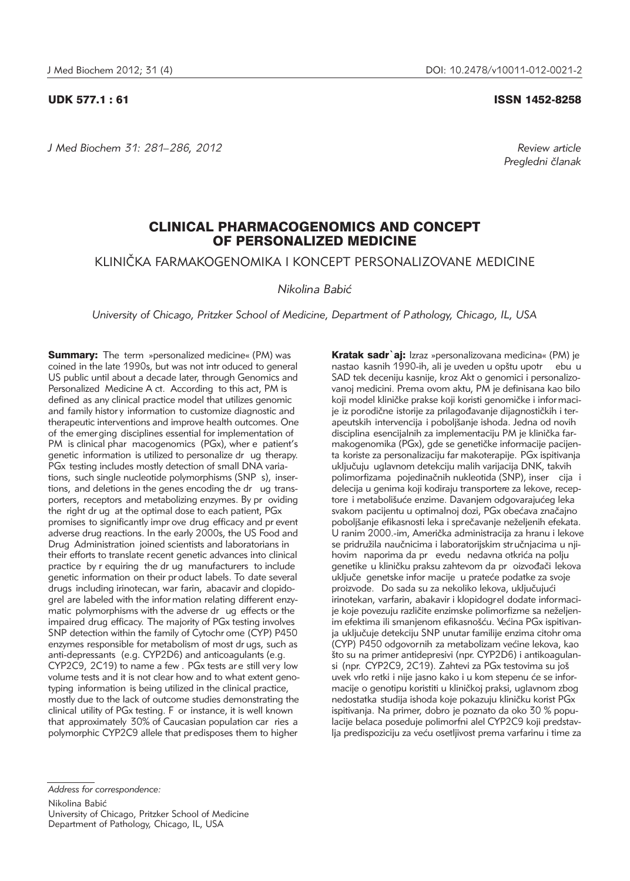UDK 577.1 : 61

ISSN 1452-8258

*J Med Biochem 31: 281–286, 2012*

*Review article*
*Pregledni članak*

# CLINICAL PHARMACOGENOMICS AND CONCEPT OF PERSONALIZED MEDICINE

## KLINIČKA FARMAKOGENOMIKA I KONCEPT PERSONALIZOVANE MEDICINE

*Nikolina Babić*

*University of Chicago, Pritzker School of Medicine, Department of Pathology, Chicago, IL, USA*

**Summary:** The term »personalized medicine« (PM) was coined in the late 1990s, but was not introduced to general US public until about a decade later, through Genomics and Personalized Medicine Act. According to this act, PM is defined as any clinical practice model that utilizes genomic and family history information to customize diagnostic and therapeutic interventions and improve health outcomes. One of the emerging disciplines essential for implementation of PM is clinical pharmacogenomics (PGx), where patient's genetic information is utilized to personalize drug therapy. PGx testing includes mostly detection of small DNA variations, such single nucleotide polymorphisms (SNPs), insertions, and deletions in the genes encoding the drug transporters, receptors and metabolizing enzymes. By providing the right drug at the optimal dose to each patient, PGx promises to significantly improve drug efficacy and prevent adverse drug reactions. In the early 2000s, the US Food and Drug Administration joined scientists and laboratorians in their efforts to translate recent genetic advances into clinical practice by requiring the drug manufacturers to include genetic information on their product labels. To date several drugs including irinotecan, warfarin, abacavir and clopidogrel are labeled with the information relating different enzymatic polymorphisms with the adverse drug effects or the impaired drug efficacy. The majority of PGx testing involves SNP detection within the family of Cytochrome (CYP) P450 enzymes responsible for metabolism of most drugs, such as anti-depressants (e.g. CYP2D6) and anticoagulants (e.g. CYP2C9, 2C19) to name a few. PGx tests are still very low volume tests and it is not clear how and to what extent genotyping information is being utilized in the clinical practice, mostly due to the lack of outcome studies demonstrating the clinical utility of PGx testing. For instance, it is well known that approximately 30% of Caucasian population carries a polymorphic CYP2C9 allele that predisposes them to higher

**Kratak sadržaj:** Izraz »personalizovana medicina« (PM) je nastao kasnih 1990-ih, ali je uveden u opštu upotrebu u SAD tek deceniju kasnije, kroz Akt o genomici i personalizovanoj medicini. Prema ovom aktu, PM je definisana kao bilo koji model kliničke prakse koji koristi genomičke i informacije iz porodične istorije za prilagođavanje dijagnostičkih i terapeutskih intervencija i poboljšanje ishoda. Jedna od novih disciplina esencijalnih za implementaciju PM je klinička farmakogenomika (PGx), gde se genetičke informacije pacijenta koriste za personalizaciju farmakoterapije. PGx ispitivanja uključuju uglavnom detekciju malih varijacija DNK, takvih polimorfizama pojedinačnih nukleotida (SNP), insercija i delecija u genima koji kodiraju transportere za lekove, receptore i metabolišuće enzime. Davanjem odgovarajućeg leka svakom pacijentu u optimalnoj dozi, PGx obećava značajno poboljšanje efikasnosti leka i sprečavanje neželjenih efekata. U ranim 2000.-im, Američka administracija za hranu i lekove se pridružila naučnicima i laboratorijskim stručnjacima u njihovim naporima da prevedu nedavna otkrića na polju genetike u kliničku praksu zahtevom da proizvođači lekova uključe genetske informacije u prateće podatke za svoje proizvode. Do sada su za nekoliko lekova, uključujući irinotekan, varfarin, abakavir i klopidogrel dodate informacije koje povezuju različite enzimske polimorfizme sa neželjenim efektima ili smanjenom efikasnošću. Većina PGx ispitivanja uključuje detekciju SNP unutar familije enzima citohroma (CYP) P450 odgovornih za metabolizam većine lekova, kao što su na primer antidepresivi (npr. CYP2D6) i antikoagulansi (npr. CYP2C9, 2C19). Zahtevi za PGx testovima su još uvek vrlo retki i nije jasno kako i u kom stepenu će se informacije o genotipu koristiti u kliničkoj praksi, uglavnom zbog nedostatka studija ishoda koje pokazuju kliničku korist PGx ispitivanja. Na primer, dobro je poznato da oko 30 % populacije belaca poseduje polimorfni alel CYP2C9 koji predstavlja predispoziciju za veću osetljivost prema varfarinu i time za

*Address for correspondence:*

Nikolina Babić
University of Chicago, Pritzker School of Medicine
Department of Pathology, Chicago, IL, USA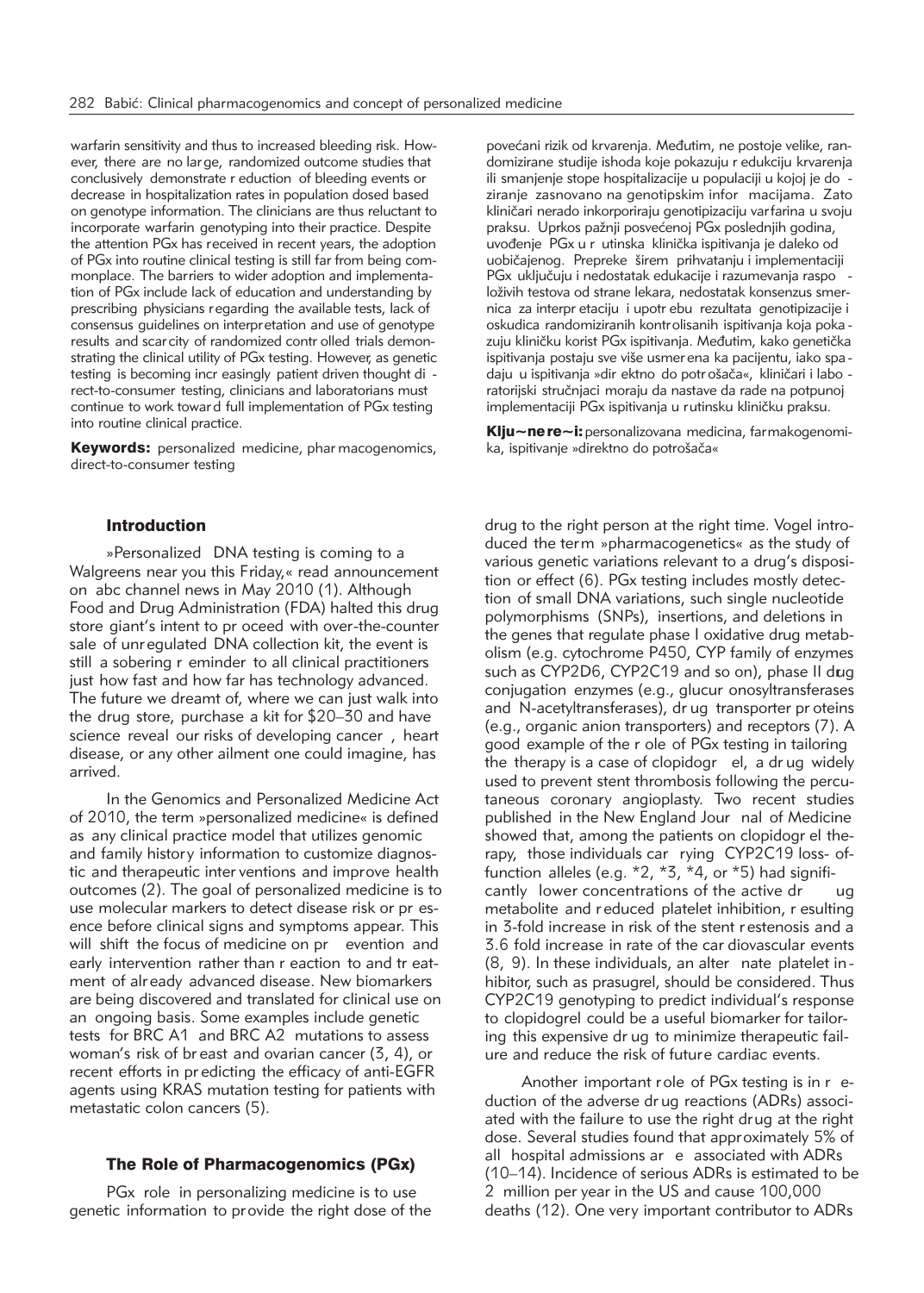warfarin sensitivity and thus to increased bleeding risk. However, there are no large, randomized outcome studies that conclusively demonstrate reduction of bleeding events or decrease in hospitalization rates in population dosed based on genotype information. The clinicians are thus reluctant to incorporate warfarin genotyping into their practice. Despite the attention PGx has received in recent years, the adoption of PGx into routine clinical testing is still far from being commonplace. The barriers to wider adoption and implementation of PGx include lack of education and understanding by prescribing physicians regarding the available tests, lack of consensus guidelines on interpretation and use of genotype results and scarcity of randomized controlled trials demonstrating the clinical utility of PGx testing. However, as genetic testing is becoming increasingly patient driven thought direct-to-consumer testing, clinicians and laboratorians must continue to work toward full implementation of PGx testing into routine clinical practice.

**Keywords:** personalized medicine, pharmacogenomics, direct-to-consumer testing

povećani rizik od krvarenja. Međutim, ne postoje velike, randomizirane studije ishoda koje pokazuju redukciju krvarenja ili smanjenje stope hospitalizacije u populaciji u kojoj je doziranje zasnovano na genotipskim informacijama. Zato kliničari nerado inkorporiraju genotipizaciju varfarina u svoju praksu. Uprkos pažnji posvećenoj PGx poslednjih godina, uvođenje PGx u rutinska klinička ispitivanja je daleko od uobičajenog. Prepreke širem prihvatanju i implementaciji PGx uključuju i nedostatak edukacije i razumevanja raspoloživih testova od strane lekara, nedostatak konsenzus smernica za interpretaciju i upotrebu rezultata genotipizacije i oskudica randomiziranih kontrolisanih ispitivanja koja pokazuju kliničku korist PGx ispitivanja. Međutim, kako genetička ispitivanja postaju sve više usmerena ka pacijentu, iako spadaju u ispitivanja »direktno do potrošača«, kliničari i laboratorijski stručnjaci moraju da nastave da rade na potpunoj implementaciji PGx ispitivanja u rutinsku kliničku praksu.

**Ključne reči:** personalizovana medicina, farmakogenomika, ispitivanje »direktno do potrošača«

## Introduction

»Personalized DNA testing is coming to a Walgreens near you this Friday,« read announcement on abc channel news in May 2010 (1). Although Food and Drug Administration (FDA) halted this drug store giant's intent to proceed with over-the-counter sale of unregulated DNA collection kit, the event is still a sobering reminder to all clinical practitioners just how fast and how far has technology advanced. The future we dreamt of, where we can just walk into the drug store, purchase a kit for $20–30 and have science reveal our risks of developing cancer, heart disease, or any other ailment one could imagine, has arrived.

In the Genomics and Personalized Medicine Act of 2010, the term »personalized medicine« is defined as any clinical practice model that utilizes genomic and family history information to customize diagnostic and therapeutic interventions and improve health outcomes (2). The goal of personalized medicine is to use molecular markers to detect disease risk or presence before clinical signs and symptoms appear. This will shift the focus of medicine on prevention and early intervention rather than reaction to and treatment of already advanced disease. New biomarkers are being discovered and translated for clinical use on an ongoing basis. Some examples include genetic tests for BRCA1 and BRCA2 mutations to assess woman's risk of breast and ovarian cancer (3, 4), or recent efforts in predicting the efficacy of anti-EGFR agents using KRAS mutation testing for patients with metastatic colon cancers (5).

## The Role of Pharmacogenomics (PGx)

PGx role in personalizing medicine is to use genetic information to provide the right dose of the drug to the right person at the right time. Vogel introduced the term »pharmacogenetics« as the study of various genetic variations relevant to a drug's disposition or effect (6). PGx testing includes mostly detection of small DNA variations, such single nucleotide polymorphisms (SNPs), insertions, and deletions in the genes that regulate phase I oxidative drug metabolism (e.g. cytochrome P450, CYP family of enzymes such as CYP2D6, CYP2C19 and so on), phase II drug conjugation enzymes (e.g., glucuronosyltransferases and N-acetyltransferases), drug transporter proteins (e.g., organic anion transporters) and receptors (7). A good example of the role of PGx testing in tailoring the therapy is a case of clopidogrel, a drug widely used to prevent stent thrombosis following the percutaneous coronary angioplasty. Two recent studies published in the New England Journal of Medicine showed that, among the patients on clopidogrel therapy, those individuals carrying CYP2C19 loss-of-function alleles (e.g. *2, *3, *4, or *5) had significantly lower concentrations of the active drug metabolite and reduced platelet inhibition, resulting in 3-fold increase in risk of the stent restenosis and a 3.6 fold increase in rate of the cardiovascular events (8, 9). In these individuals, an alternate platelet inhibitor, such as prasugrel, should be considered. Thus CYP2C19 genotyping to predict individual's response to clopidogrel could be a useful biomarker for tailoring this expensive drug to minimize therapeutic failure and reduce the risk of future cardiac events.

Another important role of PGx testing is in reduction of the adverse drug reactions (ADRs) associated with the failure to use the right drug at the right dose. Several studies found that approximately 5% of all hospital admissions are associated with ADRs (10–14). Incidence of serious ADRs is estimated to be 2 million per year in the US and cause 100,000 deaths (12). One very important contributor to ADRs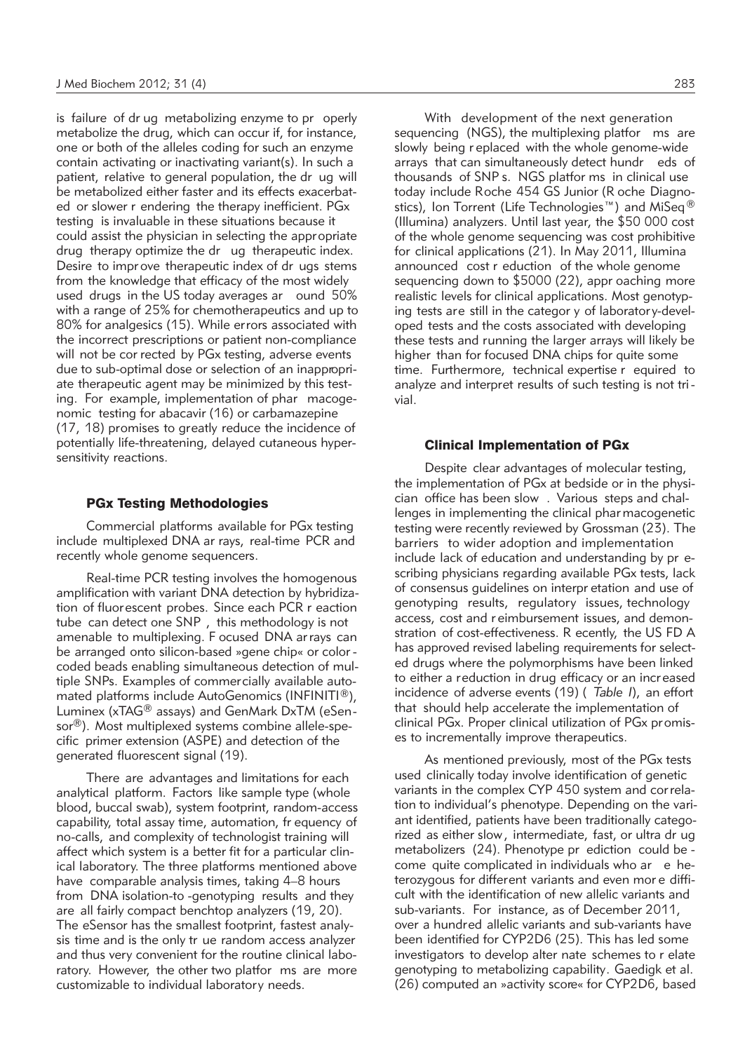is failure of drug metabolizing enzyme to properly metabolize the drug, which can occur if, for instance, one or both of the alleles coding for such an enzyme contain activating or inactivating variant(s). In such a patient, relative to general population, the drug will be metabolized either faster and its effects exacerbated or slower rendering the therapy inefficient. PGx testing is invaluable in these situations because it could assist the physician in selecting the appropriate drug therapy optimize the drug therapeutic index. Desire to improve therapeutic index of drugs stems from the knowledge that efficacy of the most widely used drugs in the US today averages around 50% with a range of 25% for chemotherapeutics and up to 80% for analgesics (15). While errors associated with the incorrect prescriptions or patient non-compliance will not be corrected by PGx testing, adverse events due to sub-optimal dose or selection of an inappropriate therapeutic agent may be minimized by this testing. For example, implementation of pharmacogenomic testing for abacavir (16) or carbamazepine (17, 18) promises to greatly reduce the incidence of potentially life-threatening, delayed cutaneous hypersensitivity reactions.

## PGx Testing Methodologies

Commercial platforms available for PGx testing include multiplexed DNA arrays, real-time PCR and recently whole genome sequencers.

Real-time PCR testing involves the homogenous amplification with variant DNA detection by hybridization of fluorescent probes. Since each PCR reaction tube can detect one SNP, this methodology is not amenable to multiplexing. Focused DNA arrays can be arranged onto silicon-based »gene chip« or color-coded beads enabling simultaneous detection of multiple SNPs. Examples of commercially available automated platforms include AutoGenomics (INFINITI®), Luminex (xTAG® assays) and GenMark DxTM (eSensor®). Most multiplexed systems combine allele-specific primer extension (ASPE) and detection of the generated fluorescent signal (19).

There are advantages and limitations for each analytical platform. Factors like sample type (whole blood, buccal swab), system footprint, random-access capability, total assay time, automation, frequency of no-calls, and complexity of technologist training will affect which system is a better fit for a particular clinical laboratory. The three platforms mentioned above have comparable analysis times, taking 4–8 hours from DNA isolation-to-genotyping results and they are all fairly compact benchtop analyzers (19, 20). The eSensor has the smallest footprint, fastest analysis time and is the only true random access analyzer and thus very convenient for the routine clinical laboratory. However, the other two platforms are more customizable to individual laboratory needs.

With development of the next generation sequencing (NGS), the multiplexing platforms are slowly being replaced with the whole genome-wide arrays that can simultaneously detect hundreds of thousands of SNPs. NGS platforms in clinical use today include Roche 454 GS Junior (Roche Diagnostics), Ion Torrent (Life Technologies™) and MiSeq® (Illumina) analyzers. Until last year, the $50 000 cost of the whole genome sequencing was cost prohibitive for clinical applications (21). In May 2011, Illumina announced cost reduction of the whole genome sequencing down to $5000 (22), approaching more realistic levels for clinical applications. Most genotyping tests are still in the category of laboratory-developed tests and the costs associated with developing these tests and running the larger arrays will likely be higher than for focused DNA chips for quite some time. Furthermore, technical expertise required to analyze and interpret results of such testing is not trivial.

## Clinical Implementation of PGx

Despite clear advantages of molecular testing, the implementation of PGx at bedside or in the physician office has been slow. Various steps and challenges in implementing the clinical pharmacogenetic testing were recently reviewed by Grossman (23). The barriers to wider adoption and implementation include lack of education and understanding by prescribing physicians regarding available PGx tests, lack of consensus guidelines on interpretation and use of genotyping results, regulatory issues, technology access, cost and reimbursement issues, and demonstration of cost-effectiveness. Recently, the US FDA has approved revised labeling requirements for selected drugs where the polymorphisms have been linked to either a reduction in drug efficacy or an increased incidence of adverse events (19) (*Table I*), an effort that should help accelerate the implementation of clinical PGx. Proper clinical utilization of PGx promises to incrementally improve therapeutics.

As mentioned previously, most of the PGx tests used clinically today involve identification of genetic variants in the complex CYP 450 system and correlation to individual's phenotype. Depending on the variant identified, patients have been traditionally categorized as either slow, intermediate, fast, or ultra drug metabolizers (24). Phenotype prediction could become quite complicated in individuals who are heterozygous for different variants and even more difficult with the identification of new allelic variants and sub-variants. For instance, as of December 2011, over a hundred allelic variants and sub-variants have been identified for CYP2D6 (25). This has led some investigators to develop alternate schemes to relate genotyping to metabolizing capability. Gaedigk et al. (26) computed an »activity score« for CYP2D6, based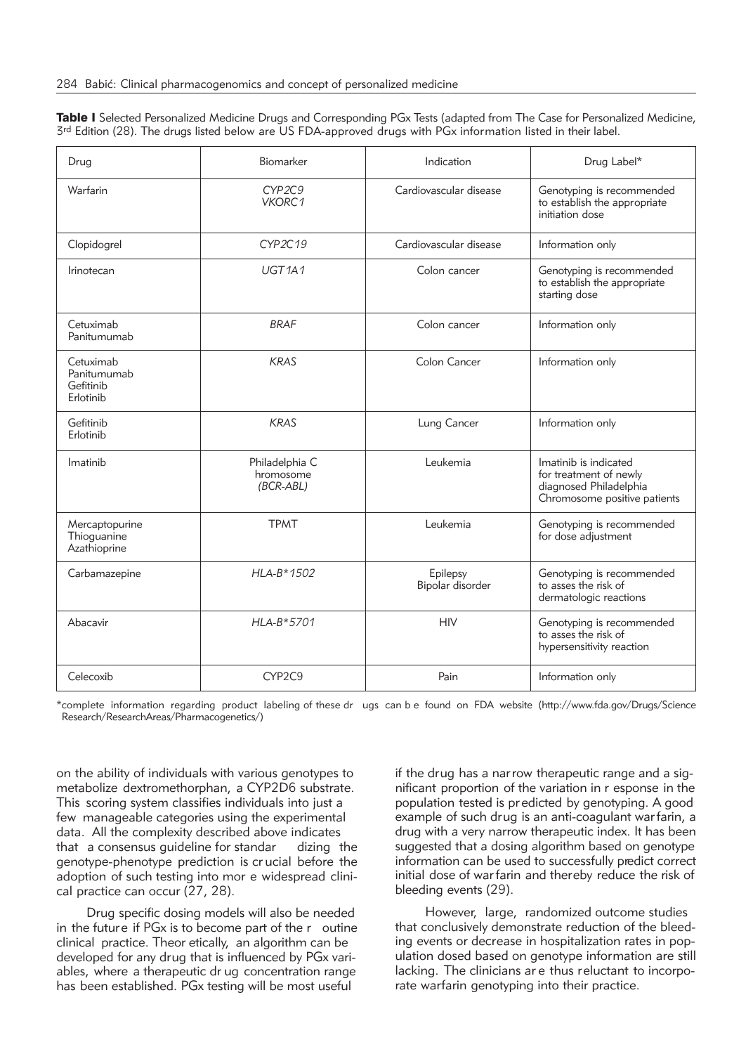**Table I** Selected Personalized Medicine Drugs and Corresponding PGx Tests (adapted from The Case for Personalized Medicine, 3rd Edition (28). The drugs listed below are US FDA-approved drugs with PGx information listed in their label.

| Drug | Biomarker | Indication | Drug Label* |
|---|---|---|---|
| Warfarin | *CYP2C9* *VKORC1* | Cardiovascular disease | Genotyping is recommended to establish the appropriate initiation dose |
| Clopidogrel | *CYP2C19* | Cardiovascular disease | Information only |
| Irinotecan | *UGT1A1* | Colon cancer | Genotyping is recommended to establish the appropriate starting dose |
| Cetuximab Panitumumab | *BRAF* | Colon cancer | Information only |
| Cetuximab Panitumumab Gefitinib Erlotinib | *KRAS* | Colon Cancer | Information only |
| Gefitinib Erlotinib | *KRAS* | Lung Cancer | Information only |
| Imatinib | Philadelphia C hromosome *(BCR-ABL)* | Leukemia | Imatinib is indicated for treatment of newly diagnosed Philadelphia Chromosome positive patients |
| Mercaptopurine Thioguanine Azathioprine | TPMT | Leukemia | Genotyping is recommended for dose adjustment |
| Carbamazepine | *HLA-B*1502* | Epilepsy Bipolar disorder | Genotyping is recommended to asses the risk of dermatologic reactions |
| Abacavir | *HLA-B*5701* | HIV | Genotyping is recommended to asses the risk of hypersensitivity reaction |
| Celecoxib | CYP2C9 | Pain | Information only |

*complete information regarding product labeling of these drugs can be found on FDA website (http://www.fda.gov/Drugs/ScienceResearch/ResearchAreas/Pharmacogenetics/)

on the ability of individuals with various genotypes to metabolize dextromethorphan, a CYP2D6 substrate. This scoring system classifies individuals into just a few manageable categories using the experimental data. All the complexity described above indicates that a consensus guideline for standardizing the genotype-phenotype prediction is crucial before the adoption of such testing into more widespread clinical practice can occur (27, 28).

Drug specific dosing models will also be needed in the future if PGx is to become part of the routine clinical practice. Theoretically, an algorithm can be developed for any drug that is influenced by PGx variables, where a therapeutic drug concentration range has been established. PGx testing will be most useful if the drug has a narrow therapeutic range and a significant proportion of the variation in response in the population tested is predicted by genotyping. A good example of such drug is an anti-coagulant warfarin, a drug with a very narrow therapeutic index. It has been suggested that a dosing algorithm based on genotype information can be used to successfully predict correct initial dose of warfarin and thereby reduce the risk of bleeding events (29).

However, large, randomized outcome studies that conclusively demonstrate reduction of the bleeding events or decrease in hospitalization rates in population dosed based on genotype information are still lacking. The clinicians are thus reluctant to incorporate warfarin genotyping into their practice.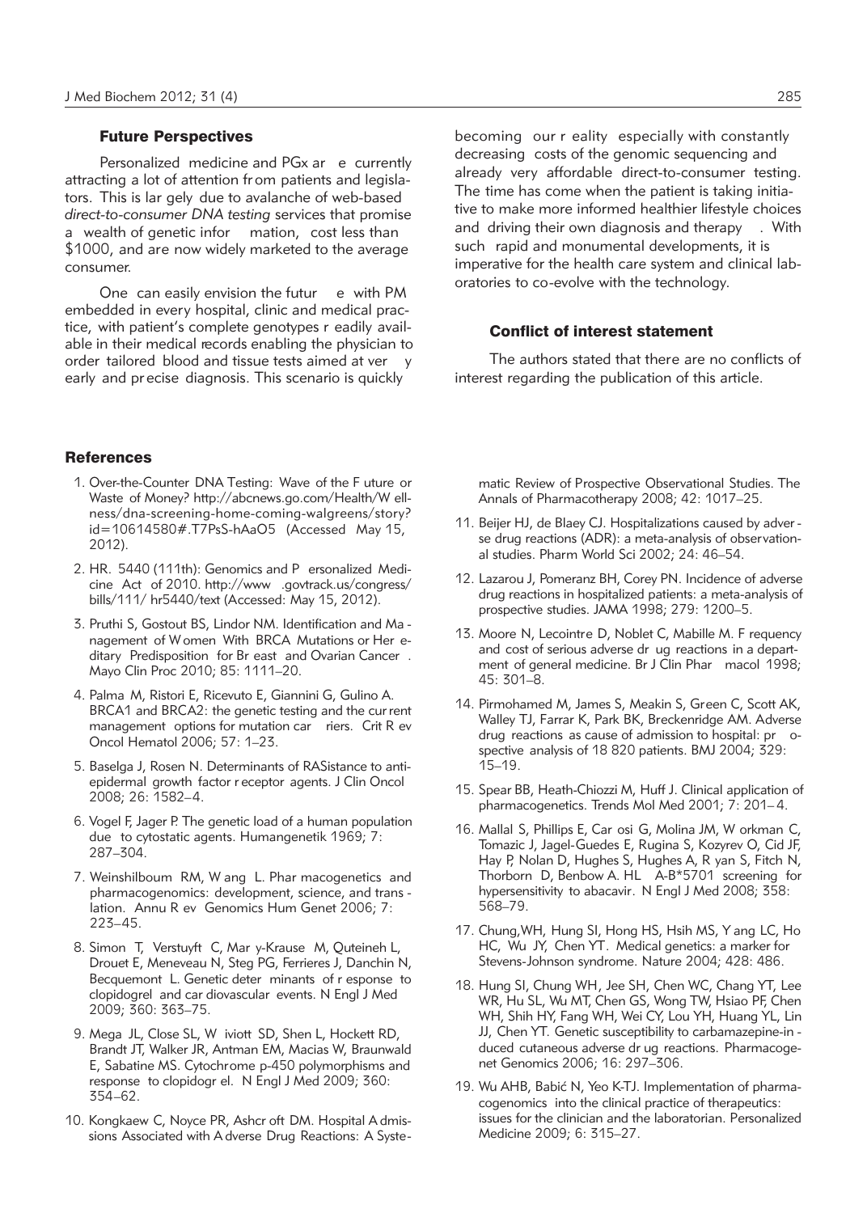## Future Perspectives

Personalized medicine and PGx are currently attracting a lot of attention from patients and legislators. This is largely due to avalanche of web-based *direct-to-consumer DNA testing* services that promise a wealth of genetic information, cost less than \$1000, and are now widely marketed to the average consumer.

One can easily envision the future with PM embedded in every hospital, clinic and medical practice, with patient's complete genotypes readily available in their medical records enabling the physician to order tailored blood and tissue tests aimed at very early and precise diagnosis. This scenario is quickly becoming our reality especially with constantly decreasing costs of the genomic sequencing and already very affordable direct-to-consumer testing. The time has come when the patient is taking initiative to make more informed healthier lifestyle choices and driving their own diagnosis and therapy. With such rapid and monumental developments, it is imperative for the health care system and clinical laboratories to co-evolve with the technology.

## Conflict of interest statement

The authors stated that there are no conflicts of interest regarding the publication of this article.

## References

1. Over-the-Counter DNA Testing: Wave of the Future or Waste of Money? http://abcnews.go.com/Health/Wellness/dna-screening-home-coming-walgreens/story?id=10614580#.T7PsS-hAaO5 (Accessed May 15, 2012).
2. HR. 5440 (111th): Genomics and Personalized Medicine Act of 2010. http://www.govtrack.us/congress/bills/111/hr5440/text (Accessed: May 15, 2012).
3. Pruthi S, Gostout BS, Lindor NM. Identification and Management of Women With BRCA Mutations or Hereditary Predisposition for Breast and Ovarian Cancer. Mayo Clin Proc 2010; 85: 1111–20.
4. Palma M, Ristori E, Ricevuto E, Giannini G, Gulino A. BRCA1 and BRCA2: the genetic testing and the current management options for mutation carriers. Crit Rev Oncol Hematol 2006; 57: 1–23.
5. Baselga J, Rosen N. Determinants of RASistance to anti-epidermal growth factor receptor agents. J Clin Oncol 2008; 26: 1582–4.
6. Vogel F, Jager P. The genetic load of a human population due to cytostatic agents. Humangenetik 1969; 7: 287–304.
7. Weinshilboum RM, Wang L. Pharmacogenetics and pharmacogenomics: development, science, and translation. Annu Rev Genomics Hum Genet 2006; 7: 223–45.
8. Simon T, Verstuyft C, Mary-Krause M, Quteineh L, Drouet E, Meneveau N, Steg PG, Ferrieres J, Danchin N, Becquemont L. Genetic determinants of response to clopidogrel and cardiovascular events. N Engl J Med 2009; 360: 363–75.
9. Mega JL, Close SL, Wiviott SD, Shen L, Hockett RD, Brandt JT, Walker JR, Antman EM, Macias W, Braunwald E, Sabatine MS. Cytochrome p-450 polymorphisms and response to clopidogrel. N Engl J Med 2009; 360: 354–62.
10. Kongkaew C, Noyce PR, Ashcroft DM. Hospital Admissions Associated with Adverse Drug Reactions: A Systematic Review of Prospective Observational Studies. The Annals of Pharmacotherapy 2008; 42: 1017–25.
11. Beijer HJ, de Blaey CJ. Hospitalizations caused by adverse drug reactions (ADR): a meta-analysis of observational studies. Pharm World Sci 2002; 24: 46–54.
12. Lazarou J, Pomeranz BH, Corey PN. Incidence of adverse drug reactions in hospitalized patients: a meta-analysis of prospective studies. JAMA 1998; 279: 1200–5.
13. Moore N, Lecointre D, Noblet C, Mabille M. Frequency and cost of serious adverse drug reactions in a department of general medicine. Br J Clin Pharmacol 1998; 45: 301–8.
14. Pirmohamed M, James S, Meakin S, Green C, Scott AK, Walley TJ, Farrar K, Park BK, Breckenridge AM. Adverse drug reactions as cause of admission to hospital: prospective analysis of 18 820 patients. BMJ 2004; 329: 15–19.
15. Spear BB, Heath-Chiozzi M, Huff J. Clinical application of pharmacogenetics. Trends Mol Med 2001; 7: 201–4.
16. Mallal S, Phillips E, Carosi G, Molina JM, Workman C, Tomazic J, Jagel-Guedes E, Rugina S, Kozyrev O, Cid JF, Hay P, Nolan D, Hughes S, Hughes A, Ryan S, Fitch N, Thorborn D, Benbow A. HLA-B*5701 screening for hypersensitivity to abacavir. N Engl J Med 2008; 358: 568–79.
17. Chung,WH, Hung SI, Hong HS, Hsih MS, Yang LC, Ho HC, Wu JY, Chen YT. Medical genetics: a marker for Stevens-Johnson syndrome. Nature 2004; 428: 486.
18. Hung SI, Chung WH, Jee SH, Chen WC, Chang YT, Lee WR, Hu SL, Wu MT, Chen GS, Wong TW, Hsiao PF, Chen WH, Shih HY, Fang WH, Wei CY, Lou YH, Huang YL, Lin JJ, Chen YT. Genetic susceptibility to carbamazepine-induced cutaneous adverse drug reactions. Pharmacogenet Genomics 2006; 16: 297–306.
19. Wu AHB, Babić N, Yeo K-TJ. Implementation of pharmacogenomics into the clinical practice of therapeutics: issues for the clinician and the laboratorian. Personalized Medicine 2009; 6: 315–27.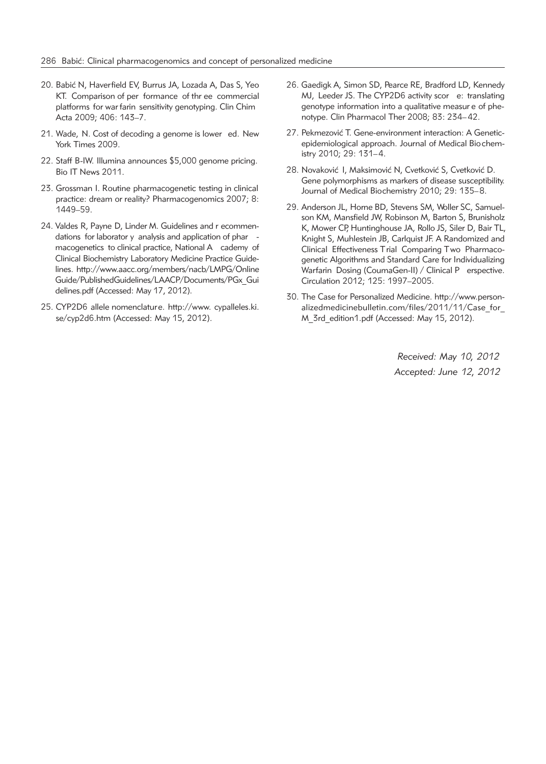20. Babić N, Haverfield EV, Burrus JA, Lozada A, Das S, Yeo KT. Comparison of performance of three commercial platforms for warfarin sensitivity genotyping. Clin Chim Acta 2009; 406: 143–7.

21. Wade, N. Cost of decoding a genome is lowered. New York Times 2009.

22. Staff B-IW. Illumina announces $5,000 genome pricing. Bio IT News 2011.

23. Grossman I. Routine pharmacogenetic testing in clinical practice: dream or reality? Pharmacogenomics 2007; 8: 1449–59.

24. Valdes R, Payne D, Linder M. Guidelines and recommendations for laboratory analysis and application of pharmacogenetics to clinical practice, National Academy of Clinical Biochemistry Laboratory Medicine Practice Guidelines. http://www.aacc.org/members/nacb/LMPG/OnlineGuide/PublishedGuidelines/LAACP/Documents/PGx_Guidelines.pdf (Accessed: May 17, 2012).

25. CYP2D6 allele nomenclature. http://www. cypalleles.ki.se/cyp2d6.htm (Accessed: May 15, 2012).

26. Gaedigk A, Simon SD, Pearce RE, Bradford LD, Kennedy MJ, Leeder JS. The CYP2D6 activity score: translating genotype information into a qualitative measure of phenotype. Clin Pharmacol Ther 2008; 83: 234–42.

27. Pekmezović T. Gene-environment interaction: A Genetic-epidemiological approach. Journal of Medical Biochemistry 2010; 29: 131–4.

28. Novaković I, Maksimović N, Cvetković S, Cvetković D. Gene polymorphisms as markers of disease susceptibility. Journal of Medical Biochemistry 2010; 29: 135–8.

29. Anderson JL, Horne BD, Stevens SM, Woller SC, Samuelson KM, Mansfield JW, Robinson M, Barton S, Brunisholz K, Mower CP, Huntinghouse JA, Rollo JS, Siler D, Bair TL, Knight S, Muhlestein JB, Carlquist JF. A Randomized and Clinical Effectiveness Trial Comparing Two Pharmacogenetic Algorithms and Standard Care for Individualizing Warfarin Dosing (CoumaGen-II) / Clinical Perspective. Circulation 2012; 125: 1997–2005.

30. The Case for Personalized Medicine. http://www.personalizedmedicinebulletin.com/files/2011/11/Case_for_M_3rd_edition1.pdf (Accessed: May 15, 2012).

*Received: May 10, 2012*
*Accepted: June 12, 2012*